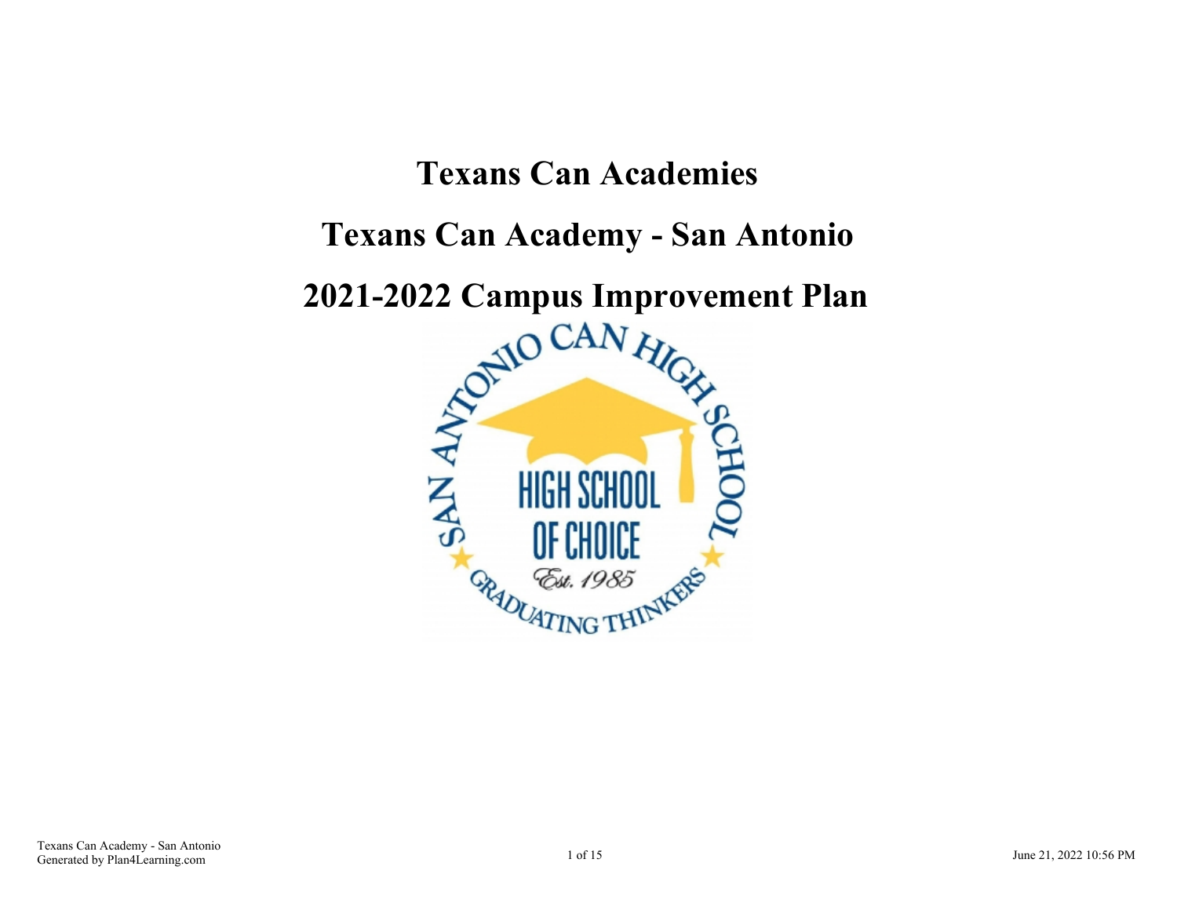# Texans Can Academies

# Texans Can Academy - San Antonio

# 2021-2022 Campus Improvement Plan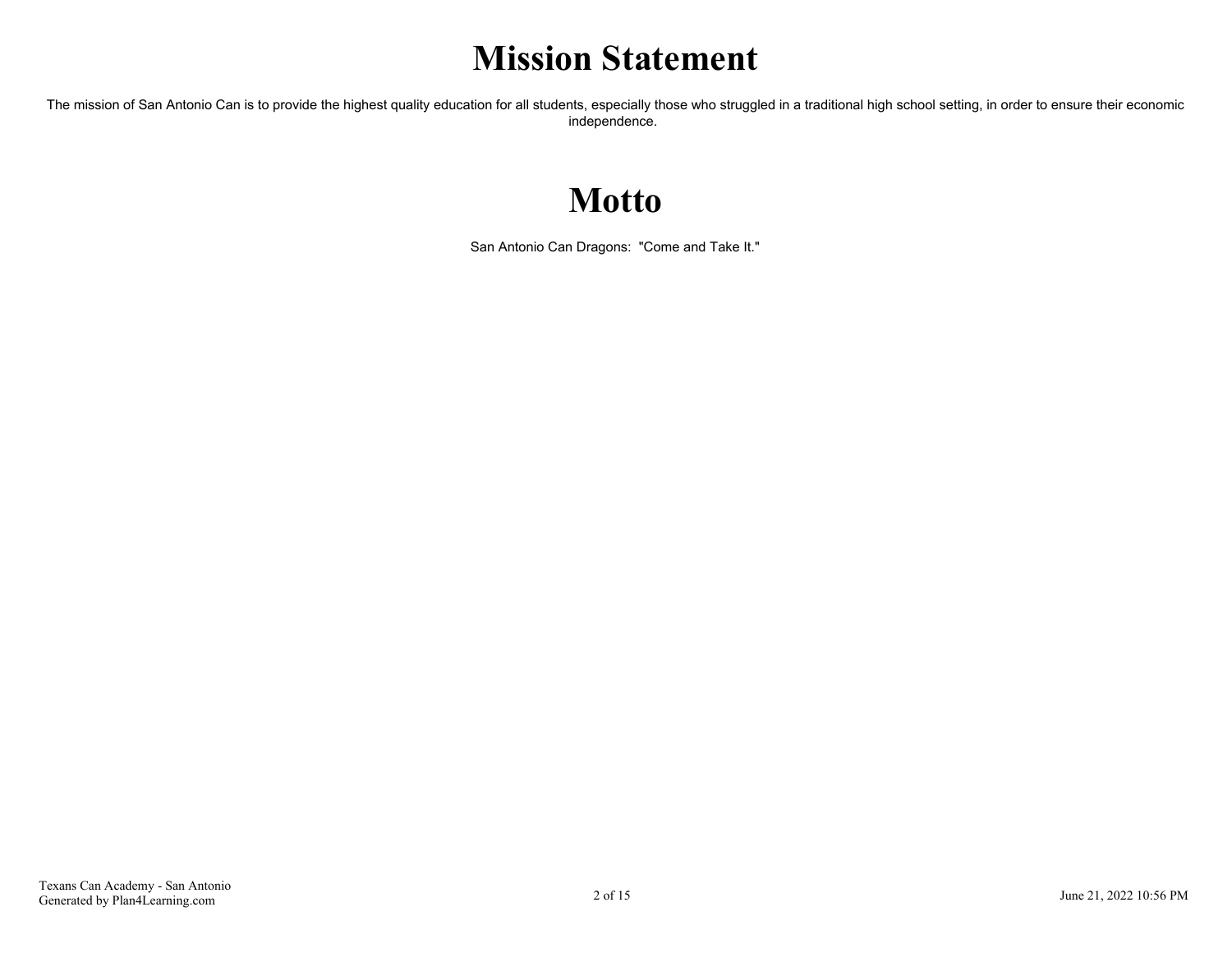# Mission Statement

The mission of San Antonio Can is to provide the highest quality education for all students, especially those who struggled in a traditional high school setting, in order to ensure their economic independence.

# Motto

San Antonio Can Dragons: "Come and Take It."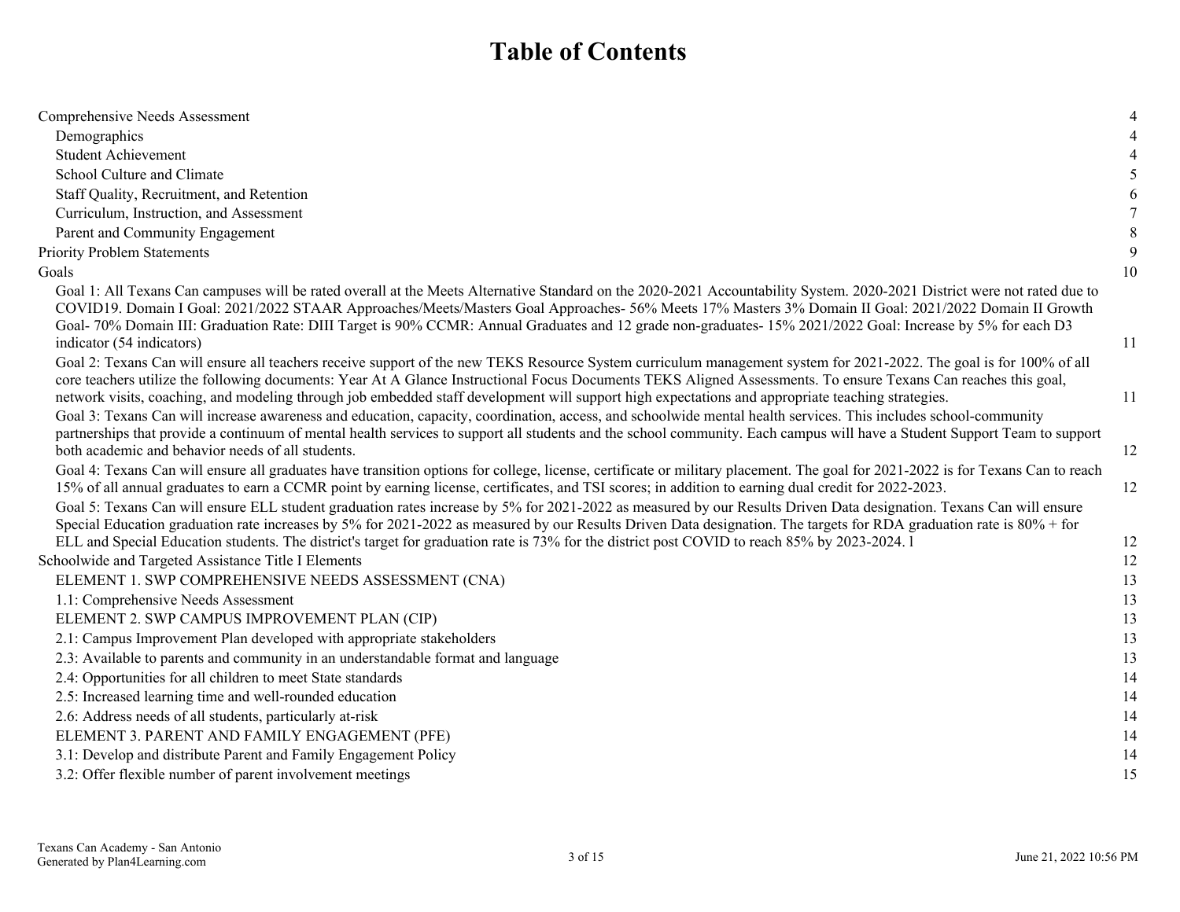# Table of Contents

| | |
|---|---|
| Comprehensive Needs Assessment | 4 |
| Demographics | 4 |
| Student Achievement | 4 |
| School Culture and Climate | 5 |
| Staff Quality, Recruitment, and Retention | 6 |
| Curriculum, Instruction, and Assessment | 7 |
| Parent and Community Engagement | 8 |
| Priority Problem Statements | 9 |
| Goals | 10 |
| Goal 1: All Texans Can campuses will be rated overall at the Meets Alternative Standard on the 2020-2021 Accountability System. 2020-2021 District were not rated due to COVID19. Domain I Goal: 2021/2022 STAAR Approaches/Meets/Masters Goal Approaches- 56% Meets 17% Masters 3% Domain II Goal: 2021/2022 Domain II Growth Goal- 70% Domain III: Graduation Rate: DIII Target is 90% CCMR: Annual Graduates and 12 grade non-graduates- 15% 2021/2022 Goal: Increase by 5% for each D3 indicator (54 indicators) | 11 |
| Goal 2: Texans Can will ensure all teachers receive support of the new TEKS Resource System curriculum management system for 2021-2022. The goal is for 100% of all core teachers utilize the following documents: Year At A Glance Instructional Focus Documents TEKS Aligned Assessments. To ensure Texans Can reaches this goal, network visits, coaching, and modeling through job embedded staff development will support high expectations and appropriate teaching strategies. | 11 |
| Goal 3: Texans Can will increase awareness and education, capacity, coordination, access, and schoolwide mental health services. This includes school-community partnerships that provide a continuum of mental health services to support all students and the school community. Each campus will have a Student Support Team to support both academic and behavior needs of all students. | 12 |
| Goal 4: Texans Can will ensure all graduates have transition options for college, license, certificate or military placement. The goal for 2021-2022 is for Texans Can to reach 15% of all annual graduates to earn a CCMR point by earning license, certificates, and TSI scores; in addition to earning dual credit for 2022-2023. | 12 |
| Goal 5: Texans Can will ensure ELL student graduation rates increase by 5% for 2021-2022 as measured by our Results Driven Data designation. Texans Can will ensure Special Education graduation rate increases by 5% for 2021-2022 as measured by our Results Driven Data designation. The targets for RDA graduation rate is 80% + for ELL and Special Education students. The district's target for graduation rate is 73% for the district post COVID to reach 85% by 2023-2024. l | 12 |
| Schoolwide and Targeted Assistance Title I Elements | 12 |
| ELEMENT 1. SWP COMPREHENSIVE NEEDS ASSESSMENT (CNA) | 13 |
| 1.1: Comprehensive Needs Assessment | 13 |
| ELEMENT 2. SWP CAMPUS IMPROVEMENT PLAN (CIP) | 13 |
| 2.1: Campus Improvement Plan developed with appropriate stakeholders | 13 |
| 2.3: Available to parents and community in an understandable format and language | 13 |
| 2.4: Opportunities for all children to meet State standards | 14 |
| 2.5: Increased learning time and well-rounded education | 14 |
| 2.6: Address needs of all students, particularly at-risk | 14 |
| ELEMENT 3. PARENT AND FAMILY ENGAGEMENT (PFE) | 14 |
| 3.1: Develop and distribute Parent and Family Engagement Policy | 14 |
| 3.2: Offer flexible number of parent involvement meetings | 15 |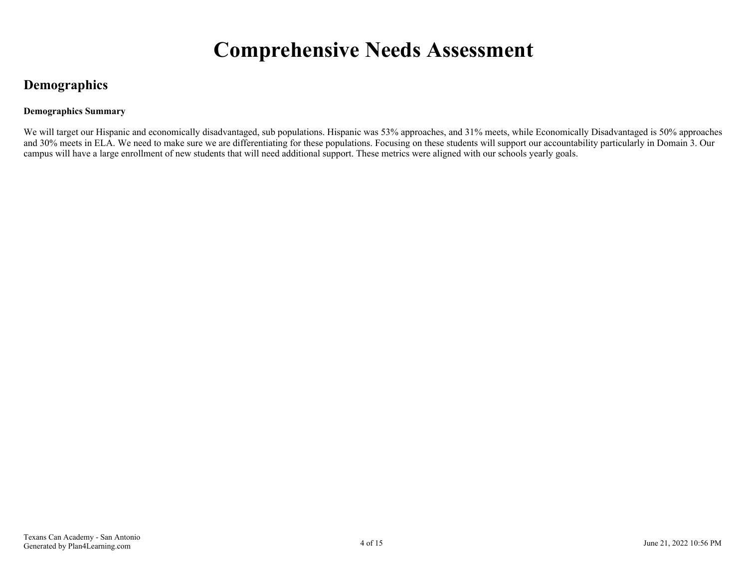# Comprehensive Needs Assessment

## Demographics

**Demographics Summary**

We will target our Hispanic and economically disadvantaged, sub populations. Hispanic was 53% approaches, and 31% meets, while Economically Disadvantaged is 50% approaches and 30% meets in ELA. We need to make sure we are differentiating for these populations. Focusing on these students will support our accountability particularly in Domain 3. Our campus will have a large enrollment of new students that will need additional support. These metrics were aligned with our schools yearly goals.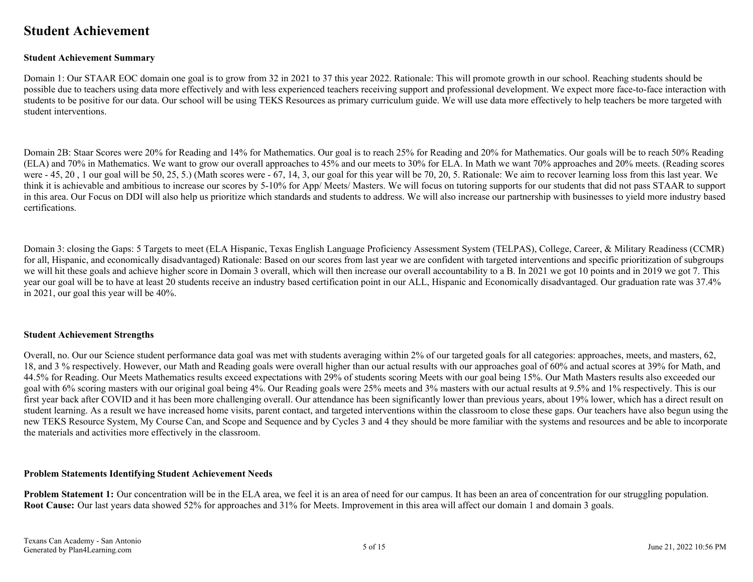# Student Achievement

**Student Achievement Summary**

Domain 1: Our STAAR EOC domain one goal is to grow from 32 in 2021 to 37 this year 2022. Rationale: This will promote growth in our school. Reaching students should be possible due to teachers using data more effectively and with less experienced teachers receiving support and professional development. We expect more face-to-face interaction with students to be positive for our data. Our school will be using TEKS Resources as primary curriculum guide. We will use data more effectively to help teachers be more targeted with student interventions.

Domain 2B: Staar Scores were 20% for Reading and 14% for Mathematics. Our goal is to reach 25% for Reading and 20% for Mathematics. Our goals will be to reach 50% Reading (ELA) and 70% in Mathematics. We want to grow our overall approaches to 45% and our meets to 30% for ELA. In Math we want 70% approaches and 20% meets. (Reading scores were - 45, 20 , 1 our goal will be 50, 25, 5.) (Math scores were - 67, 14, 3, our goal for this year will be 70, 20, 5. Rationale: We aim to recover learning loss from this last year. We think it is achievable and ambitious to increase our scores by 5-10% for App/ Meets/ Masters. We will focus on tutoring supports for our students that did not pass STAAR to support in this area. Our Focus on DDI will also help us prioritize which standards and students to address. We will also increase our partnership with businesses to yield more industry based certifications.

Domain 3: closing the Gaps: 5 Targets to meet (ELA Hispanic, Texas English Language Proficiency Assessment System (TELPAS), College, Career, & Military Readiness (CCMR) for all, Hispanic, and economically disadvantaged) Rationale: Based on our scores from last year we are confident with targeted interventions and specific prioritization of subgroups we will hit these goals and achieve higher score in Domain 3 overall, which will then increase our overall accountability to a B. In 2021 we got 10 points and in 2019 we got 7. This year our goal will be to have at least 20 students receive an industry based certification point in our ALL, Hispanic and Economically disadvantaged. Our graduation rate was 37.4% in 2021, our goal this year will be 40%.

**Student Achievement Strengths**

Overall, no. Our our Science student performance data goal was met with students averaging within 2% of our targeted goals for all categories: approaches, meets, and masters, 62, 18, and 3 % respectively. However, our Math and Reading goals were overall higher than our actual results with our approaches goal of 60% and actual scores at 39% for Math, and 44.5% for Reading. Our Meets Mathematics results exceed expectations with 29% of students scoring Meets with our goal being 15%. Our Math Masters results also exceeded our goal with 6% scoring masters with our original goal being 4%. Our Reading goals were 25% meets and 3% masters with our actual results at 9.5% and 1% respectively. This is our first year back after COVID and it has been more challenging overall. Our attendance has been significantly lower than previous years, about 19% lower, which has a direct result on student learning. As a result we have increased home visits, parent contact, and targeted interventions within the classroom to close these gaps. Our teachers have also begun using the new TEKS Resource System, My Course Can, and Scope and Sequence and by Cycles 3 and 4 they should be more familiar with the systems and resources and be able to incorporate the materials and activities more effectively in the classroom.

**Problem Statements Identifying Student Achievement Needs**

**Problem Statement 1:** Our concentration will be in the ELA area, we feel it is an area of need for our campus. It has been an area of concentration for our struggling population. **Root Cause:** Our last years data showed 52% for approaches and 31% for Meets. Improvement in this area will affect our domain 1 and domain 3 goals.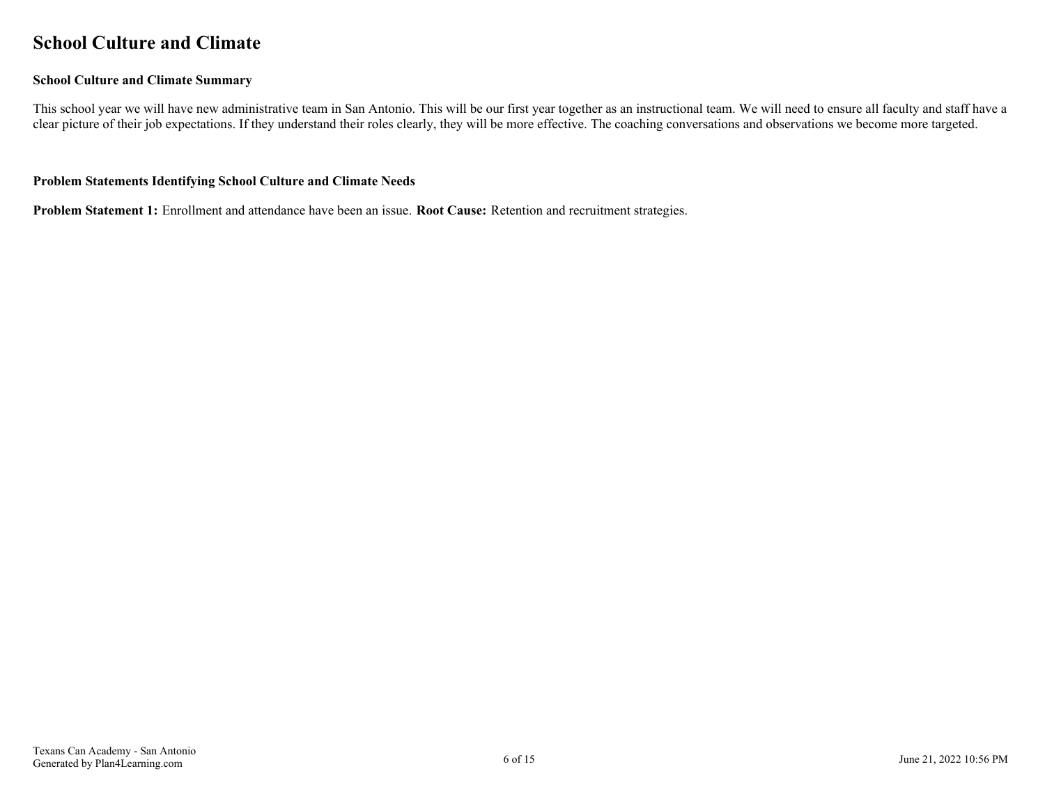## School Culture and Climate

### School Culture and Climate Summary

This school year we will have new administrative team in San Antonio. This will be our first year together as an instructional team. We will need to ensure all faculty and staff have a clear picture of their job expectations. If they understand their roles clearly, they will be more effective. The coaching conversations and observations we become more targeted.

### Problem Statements Identifying School Culture and Climate Needs

**Problem Statement 1:** Enrollment and attendance have been an issue. **Root Cause:** Retention and recruitment strategies.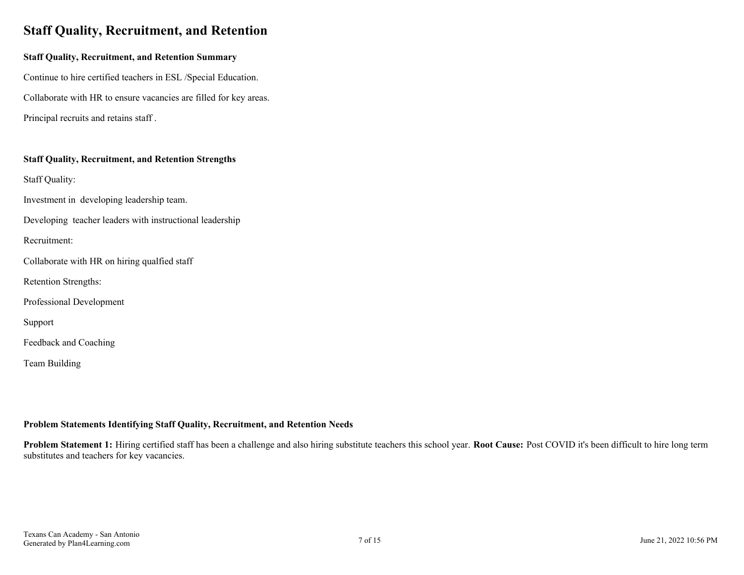# Staff Quality, Recruitment, and Retention

**Staff Quality, Recruitment, and Retention Summary**

Continue to hire certified teachers in ESL /Special Education.

Collaborate with HR to ensure vacancies are filled for key areas.

Principal recruits and retains staff .

**Staff Quality, Recruitment, and Retention Strengths**

Staff Quality:

Investment in  developing leadership team.

Developing  teacher leaders with instructional leadership

Recruitment:

Collaborate with HR on hiring qualfied staff

Retention Strengths:

Professional Development

Support

Feedback and Coaching

Team Building

**Problem Statements Identifying Staff Quality, Recruitment, and Retention Needs**

**Problem Statement 1:** Hiring certified staff has been a challenge and also hiring substitute teachers this school year. **Root Cause:** Post COVID it's been difficult to hire long term substitutes and teachers for key vacancies.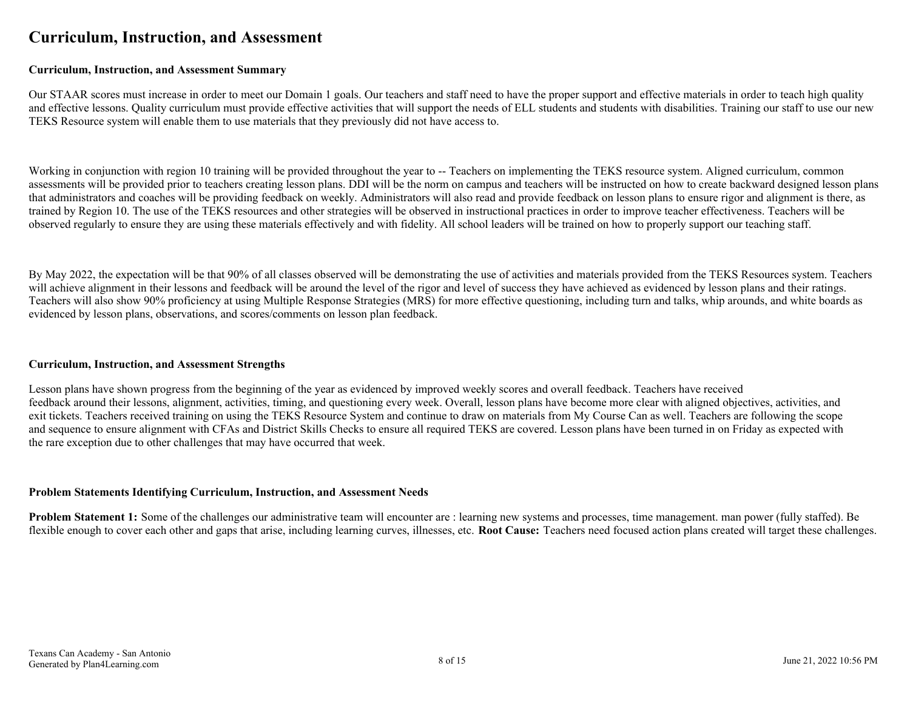# Curriculum, Instruction, and Assessment

### Curriculum, Instruction, and Assessment Summary

Our STAAR scores must increase in order to meet our Domain 1 goals. Our teachers and staff need to have the proper support and effective materials in order to teach high quality and effective lessons. Quality curriculum must provide effective activities that will support the needs of ELL students and students with disabilities. Training our staff to use our new TEKS Resource system will enable them to use materials that they previously did not have access to.

Working in conjunction with region 10 training will be provided throughout the year to -- Teachers on implementing the TEKS resource system. Aligned curriculum, common assessments will be provided prior to teachers creating lesson plans. DDI will be the norm on campus and teachers will be instructed on how to create backward designed lesson plans that administrators and coaches will be providing feedback on weekly. Administrators will also read and provide feedback on lesson plans to ensure rigor and alignment is there, as trained by Region 10. The use of the TEKS resources and other strategies will be observed in instructional practices in order to improve teacher effectiveness. Teachers will be observed regularly to ensure they are using these materials effectively and with fidelity. All school leaders will be trained on how to properly support our teaching staff.

By May 2022, the expectation will be that 90% of all classes observed will be demonstrating the use of activities and materials provided from the TEKS Resources system. Teachers will achieve alignment in their lessons and feedback will be around the level of the rigor and level of success they have achieved as evidenced by lesson plans and their ratings. Teachers will also show 90% proficiency at using Multiple Response Strategies (MRS) for more effective questioning, including turn and talks, whip arounds, and white boards as evidenced by lesson plans, observations, and scores/comments on lesson plan feedback.

### Curriculum, Instruction, and Assessment Strengths

Lesson plans have shown progress from the beginning of the year as evidenced by improved weekly scores and overall feedback. Teachers have received feedback around their lessons, alignment, activities, timing, and questioning every week. Overall, lesson plans have become more clear with aligned objectives, activities, and exit tickets. Teachers received training on using the TEKS Resource System and continue to draw on materials from My Course Can as well. Teachers are following the scope and sequence to ensure alignment with CFAs and District Skills Checks to ensure all required TEKS are covered. Lesson plans have been turned in on Friday as expected with the rare exception due to other challenges that may have occurred that week.

### Problem Statements Identifying Curriculum, Instruction, and Assessment Needs

**Problem Statement 1:** Some of the challenges our administrative team will encounter are : learning new systems and processes, time management. man power (fully staffed). Be flexible enough to cover each other and gaps that arise, including learning curves, illnesses, etc. **Root Cause:** Teachers need focused action plans created will target these challenges.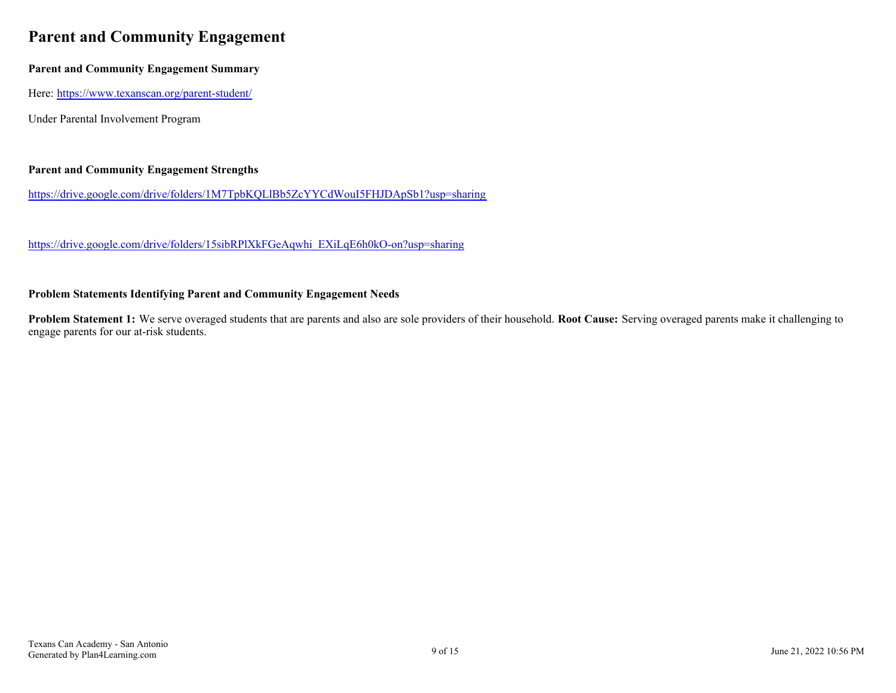# Parent and Community Engagement

**Parent and Community Engagement Summary**

Here: https://www.texanscan.org/parent-student/

Under Parental Involvement Program

**Parent and Community Engagement Strengths**

https://drive.google.com/drive/folders/1M7TpbKQLlBb5ZcYYCdWouI5FHJDApSb1?usp=sharing

https://drive.google.com/drive/folders/15sibRPlXkFGeAqwhi_EXiLqE6h0kO-on?usp=sharing

**Problem Statements Identifying Parent and Community Engagement Needs**

**Problem Statement 1:** We serve overaged students that are parents and also are sole providers of their household. **Root Cause:** Serving overaged parents make it challenging to engage parents for our at-risk students.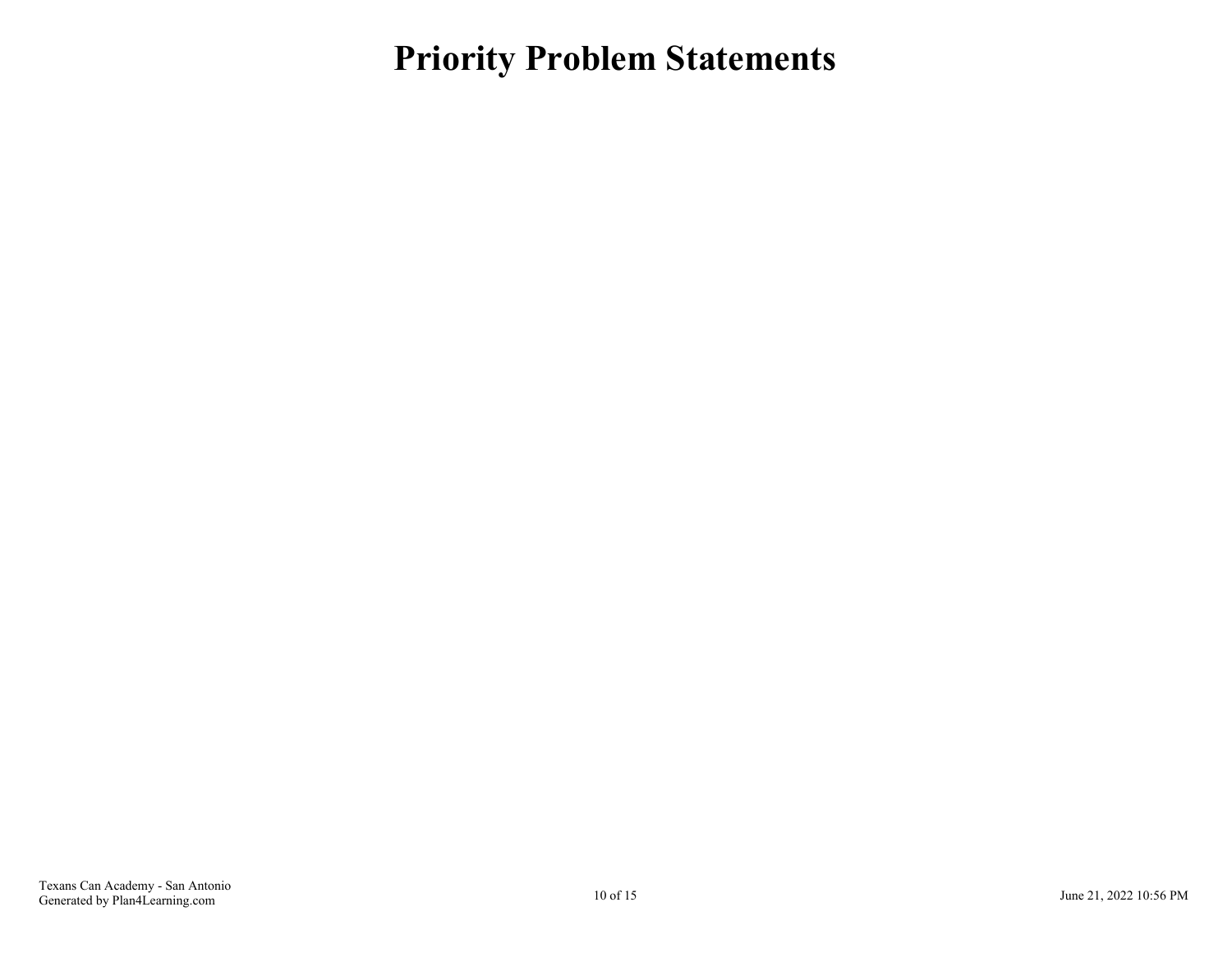# Priority Problem Statements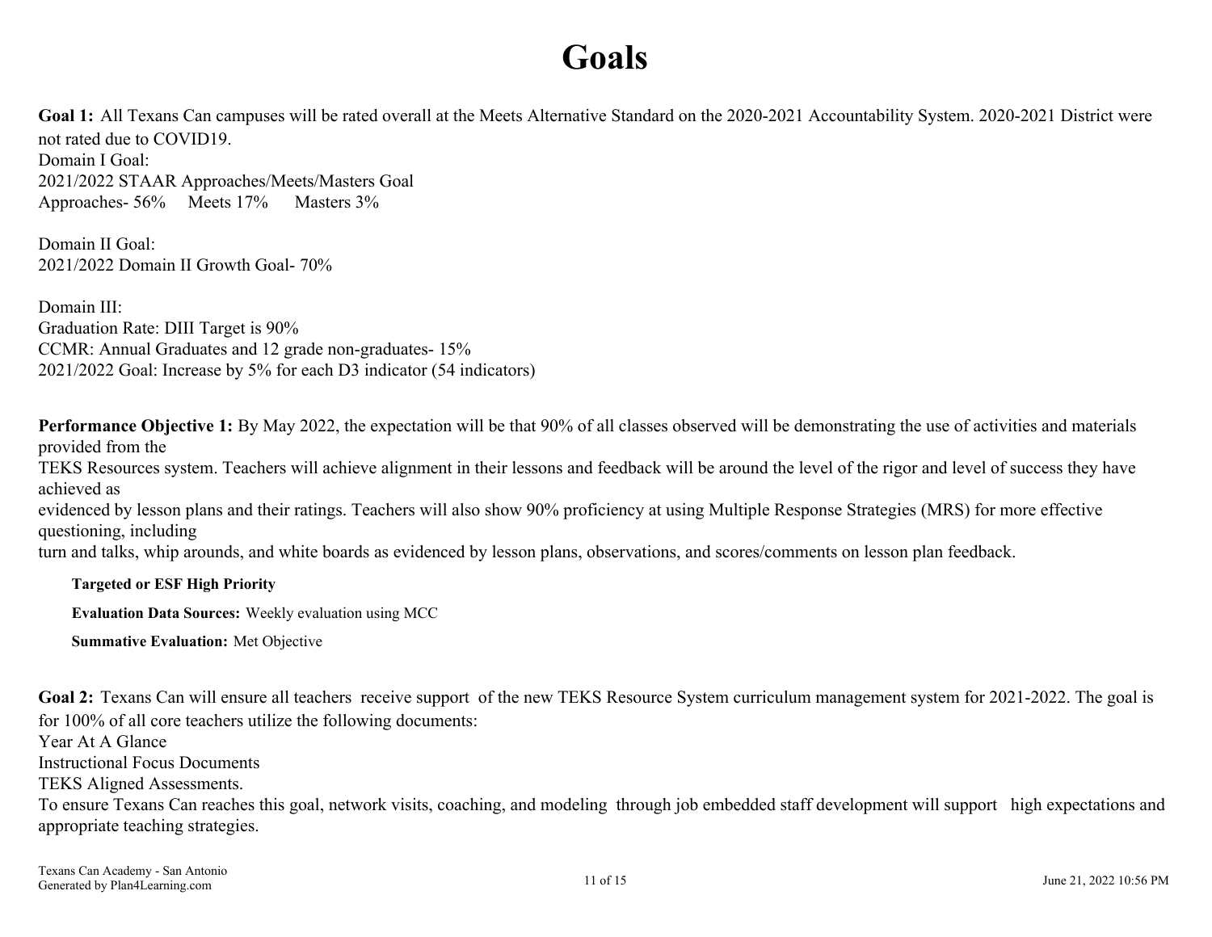# Goals

**Goal 1:** All Texans Can campuses will be rated overall at the Meets Alternative Standard on the 2020-2021 Accountability System. 2020-2021 District were not rated due to COVID19.
Domain I Goal:
2021/2022 STAAR Approaches/Meets/Masters Goal
Approaches- 56%   Meets 17%   Masters 3%

Domain II Goal:
2021/2022 Domain II Growth Goal- 70%

Domain III:
Graduation Rate: DIII Target is 90%
CCMR: Annual Graduates and 12 grade non-graduates- 15%
2021/2022 Goal: Increase by 5% for each D3 indicator (54 indicators)

**Performance Objective 1:** By May 2022, the expectation will be that 90% of all classes observed will be demonstrating the use of activities and materials provided from the
TEKS Resources system. Teachers will achieve alignment in their lessons and feedback will be around the level of the rigor and level of success they have achieved as
evidenced by lesson plans and their ratings. Teachers will also show 90% proficiency at using Multiple Response Strategies (MRS) for more effective questioning, including
turn and talks, whip arounds, and white boards as evidenced by lesson plans, observations, and scores/comments on lesson plan feedback.

**Targeted or ESF High Priority**

**Evaluation Data Sources:** Weekly evaluation using MCC

**Summative Evaluation:** Met Objective

**Goal 2:** Texans Can will ensure all teachers receive support of the new TEKS Resource System curriculum management system for 2021-2022. The goal is for 100% of all core teachers utilize the following documents:
Year At A Glance
Instructional Focus Documents
TEKS Aligned Assessments.
To ensure Texans Can reaches this goal, network visits, coaching, and modeling through job embedded staff development will support high expectations and appropriate teaching strategies.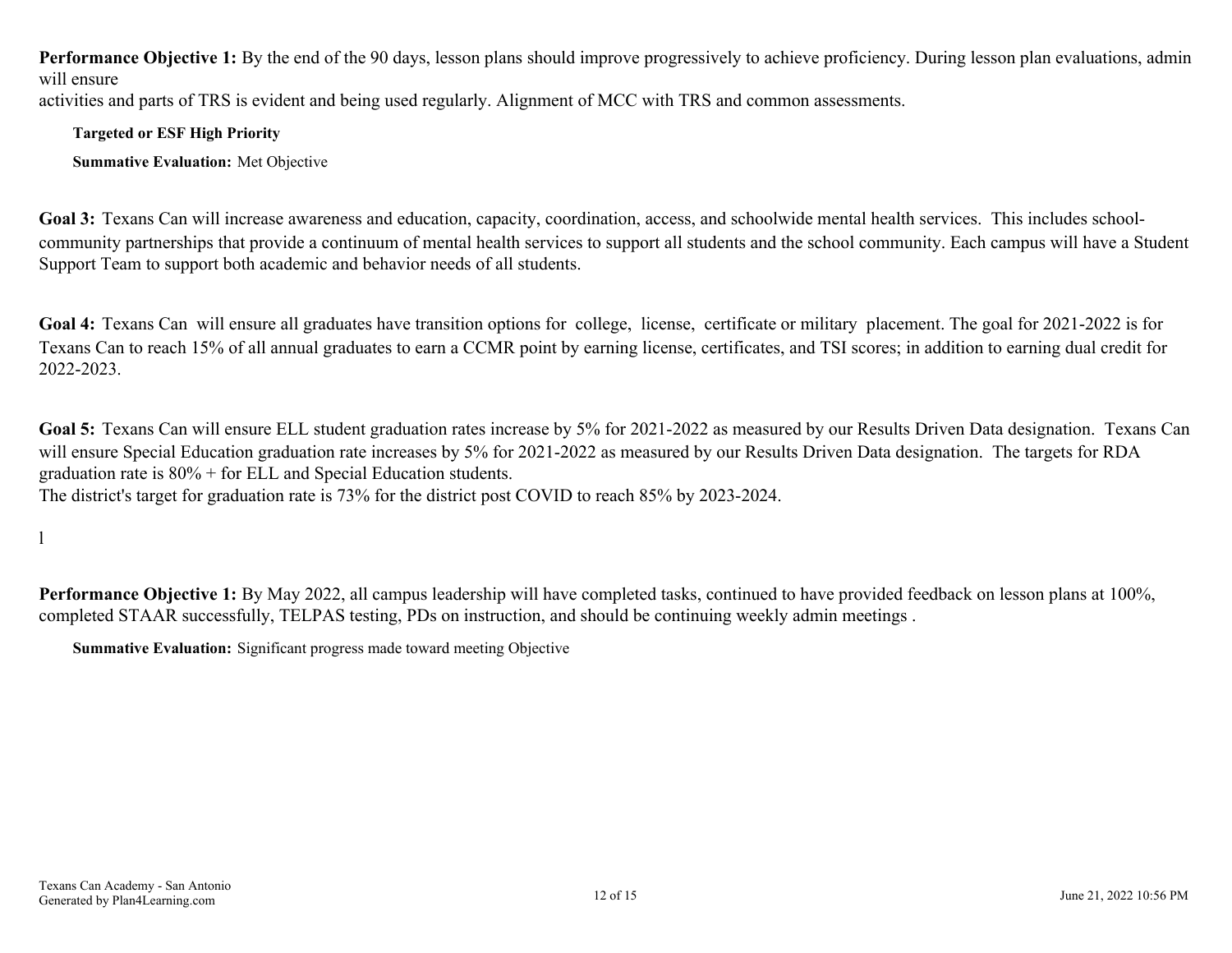**Performance Objective 1:** By the end of the 90 days, lesson plans should improve progressively to achieve proficiency. During lesson plan evaluations, admin will ensure
activities and parts of TRS is evident and being used regularly. Alignment of MCC with TRS and common assessments.

**Targeted or ESF High Priority**

**Summative Evaluation:** Met Objective

**Goal 3:** Texans Can will increase awareness and education, capacity, coordination, access, and schoolwide mental health services. This includes school-community partnerships that provide a continuum of mental health services to support all students and the school community. Each campus will have a Student Support Team to support both academic and behavior needs of all students.

**Goal 4:** Texans Can will ensure all graduates have transition options for college, license, certificate or military placement. The goal for 2021-2022 is for Texans Can to reach 15% of all annual graduates to earn a CCMR point by earning license, certificates, and TSI scores; in addition to earning dual credit for 2022-2023.

**Goal 5:** Texans Can will ensure ELL student graduation rates increase by 5% for 2021-2022 as measured by our Results Driven Data designation. Texans Can will ensure Special Education graduation rate increases by 5% for 2021-2022 as measured by our Results Driven Data designation. The targets for RDA graduation rate is 80% + for ELL and Special Education students.
The district's target for graduation rate is 73% for the district post COVID to reach 85% by 2023-2024.

l

**Performance Objective 1:** By May 2022, all campus leadership will have completed tasks, continued to have provided feedback on lesson plans at 100%, completed STAAR successfully, TELPAS testing, PDs on instruction, and should be continuing weekly admin meetings .

**Summative Evaluation:** Significant progress made toward meeting Objective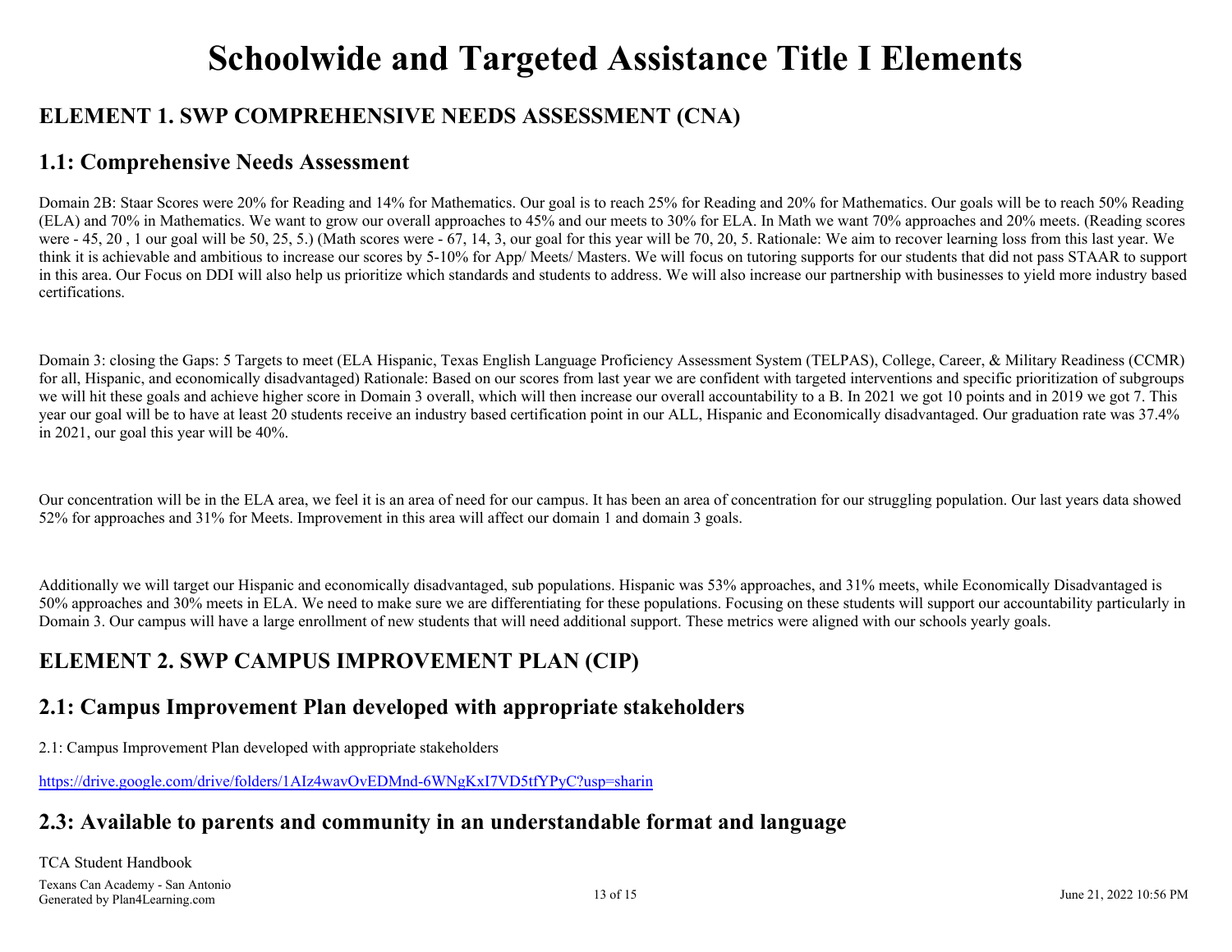# Schoolwide and Targeted Assistance Title I Elements

## ELEMENT 1. SWP COMPREHENSIVE NEEDS ASSESSMENT (CNA)

### 1.1: Comprehensive Needs Assessment

Domain 2B: Staar Scores were 20% for Reading and 14% for Mathematics. Our goal is to reach 25% for Reading and 20% for Mathematics. Our goals will be to reach 50% Reading (ELA) and 70% in Mathematics. We want to grow our overall approaches to 45% and our meets to 30% for ELA. In Math we want 70% approaches and 20% meets. (Reading scores were - 45, 20 , 1 our goal will be 50, 25, 5.) (Math scores were - 67, 14, 3, our goal for this year will be 70, 20, 5. Rationale: We aim to recover learning loss from this last year. We think it is achievable and ambitious to increase our scores by 5-10% for App/ Meets/ Masters. We will focus on tutoring supports for our students that did not pass STAAR to support in this area. Our Focus on DDI will also help us prioritize which standards and students to address. We will also increase our partnership with businesses to yield more industry based certifications.

Domain 3: closing the Gaps: 5 Targets to meet (ELA Hispanic, Texas English Language Proficiency Assessment System (TELPAS), College, Career, & Military Readiness (CCMR) for all, Hispanic, and economically disadvantaged) Rationale: Based on our scores from last year we are confident with targeted interventions and specific prioritization of subgroups we will hit these goals and achieve higher score in Domain 3 overall, which will then increase our overall accountability to a B. In 2021 we got 10 points and in 2019 we got 7. This year our goal will be to have at least 20 students receive an industry based certification point in our ALL, Hispanic and Economically disadvantaged. Our graduation rate was 37.4% in 2021, our goal this year will be 40%.

Our concentration will be in the ELA area, we feel it is an area of need for our campus. It has been an area of concentration for our struggling population. Our last years data showed 52% for approaches and 31% for Meets. Improvement in this area will affect our domain 1 and domain 3 goals.

Additionally we will target our Hispanic and economically disadvantaged, sub populations. Hispanic was 53% approaches, and 31% meets, while Economically Disadvantaged is 50% approaches and 30% meets in ELA. We need to make sure we are differentiating for these populations. Focusing on these students will support our accountability particularly in Domain 3. Our campus will have a large enrollment of new students that will need additional support. These metrics were aligned with our schools yearly goals.

## ELEMENT 2. SWP CAMPUS IMPROVEMENT PLAN (CIP)

### 2.1: Campus Improvement Plan developed with appropriate stakeholders

2.1: Campus Improvement Plan developed with appropriate stakeholders

https://drive.google.com/drive/folders/1AIz4wavOvEDMnd-6WNgKxI7VD5tfYPyC?usp=sharin

### 2.3: Available to parents and community in an understandable format and language

TCA Student Handbook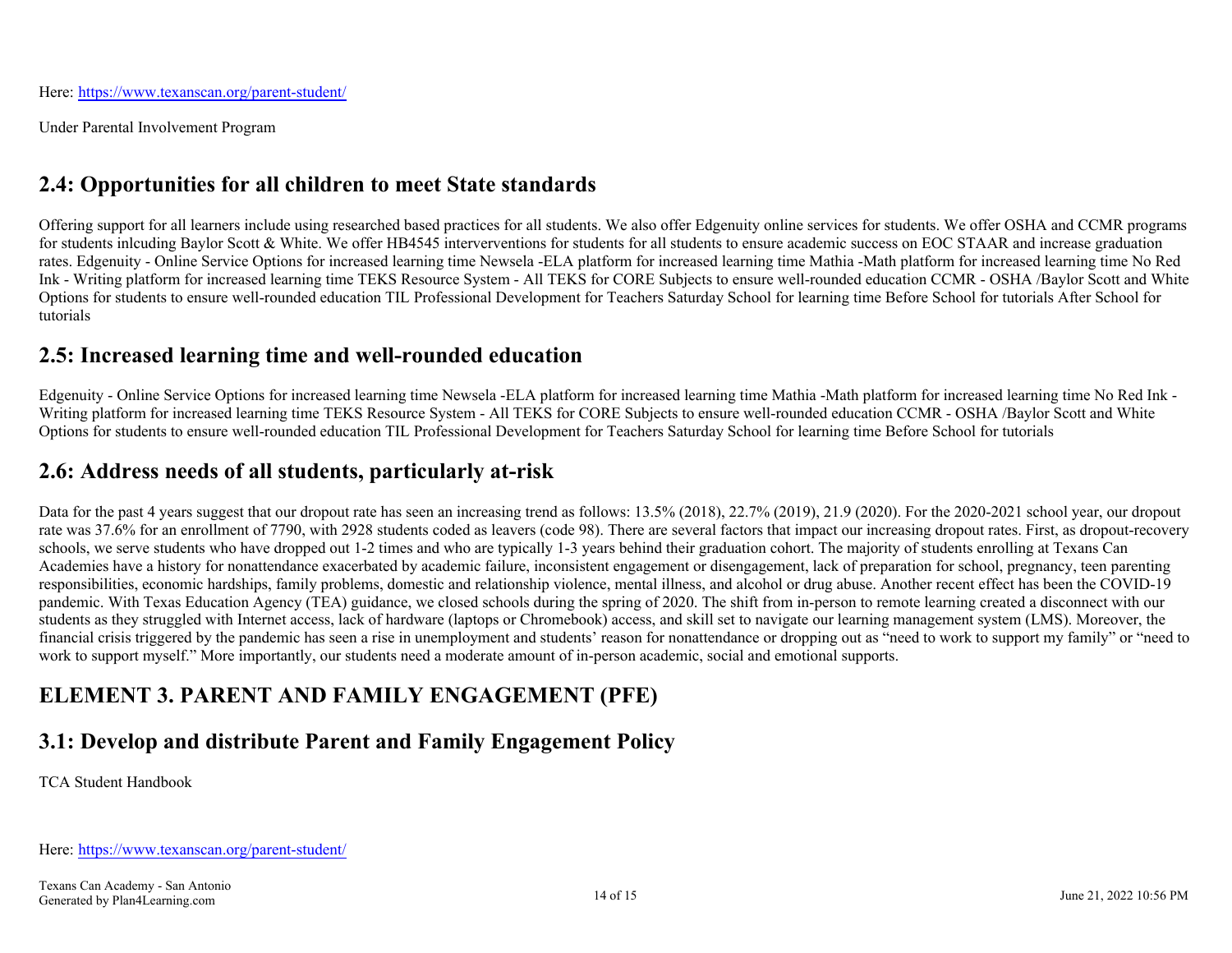Here: https://www.texanscan.org/parent-student/

Under Parental Involvement Program

## 2.4: Opportunities for all children to meet State standards

Offering support for all learners include using researched based practices for all students. We also offer Edgenuity online services for students. We offer OSHA and CCMR programs for students inlcuding Baylor Scott & White. We offer HB4545 interverventions for students for all students to ensure academic success on EOC STAAR and increase graduation rates. Edgenuity - Online Service Options for increased learning time Newsela -ELA platform for increased learning time Mathia -Math platform for increased learning time No Red Ink - Writing platform for increased learning time TEKS Resource System - All TEKS for CORE Subjects to ensure well-rounded education CCMR - OSHA /Baylor Scott and White Options for students to ensure well-rounded education TIL Professional Development for Teachers Saturday School for learning time Before School for tutorials After School for tutorials

## 2.5: Increased learning time and well-rounded education

Edgenuity - Online Service Options for increased learning time Newsela -ELA platform for increased learning time Mathia -Math platform for increased learning time No Red Ink - Writing platform for increased learning time TEKS Resource System - All TEKS for CORE Subjects to ensure well-rounded education CCMR - OSHA /Baylor Scott and White Options for students to ensure well-rounded education TIL Professional Development for Teachers Saturday School for learning time Before School for tutorials

## 2.6: Address needs of all students, particularly at-risk

Data for the past 4 years suggest that our dropout rate has seen an increasing trend as follows: 13.5% (2018), 22.7% (2019), 21.9 (2020). For the 2020-2021 school year, our dropout rate was 37.6% for an enrollment of 7790, with 2928 students coded as leavers (code 98). There are several factors that impact our increasing dropout rates. First, as dropout-recovery schools, we serve students who have dropped out 1-2 times and who are typically 1-3 years behind their graduation cohort. The majority of students enrolling at Texans Can Academies have a history for nonattendance exacerbated by academic failure, inconsistent engagement or disengagement, lack of preparation for school, pregnancy, teen parenting responsibilities, economic hardships, family problems, domestic and relationship violence, mental illness, and alcohol or drug abuse. Another recent effect has been the COVID-19 pandemic. With Texas Education Agency (TEA) guidance, we closed schools during the spring of 2020. The shift from in-person to remote learning created a disconnect with our students as they struggled with Internet access, lack of hardware (laptops or Chromebook) access, and skill set to navigate our learning management system (LMS). Moreover, the financial crisis triggered by the pandemic has seen a rise in unemployment and students' reason for nonattendance or dropping out as "need to work to support my family" or "need to work to support myself." More importantly, our students need a moderate amount of in-person academic, social and emotional supports.

# ELEMENT 3. PARENT AND FAMILY ENGAGEMENT (PFE)

## 3.1: Develop and distribute Parent and Family Engagement Policy

TCA Student Handbook

Here: https://www.texanscan.org/parent-student/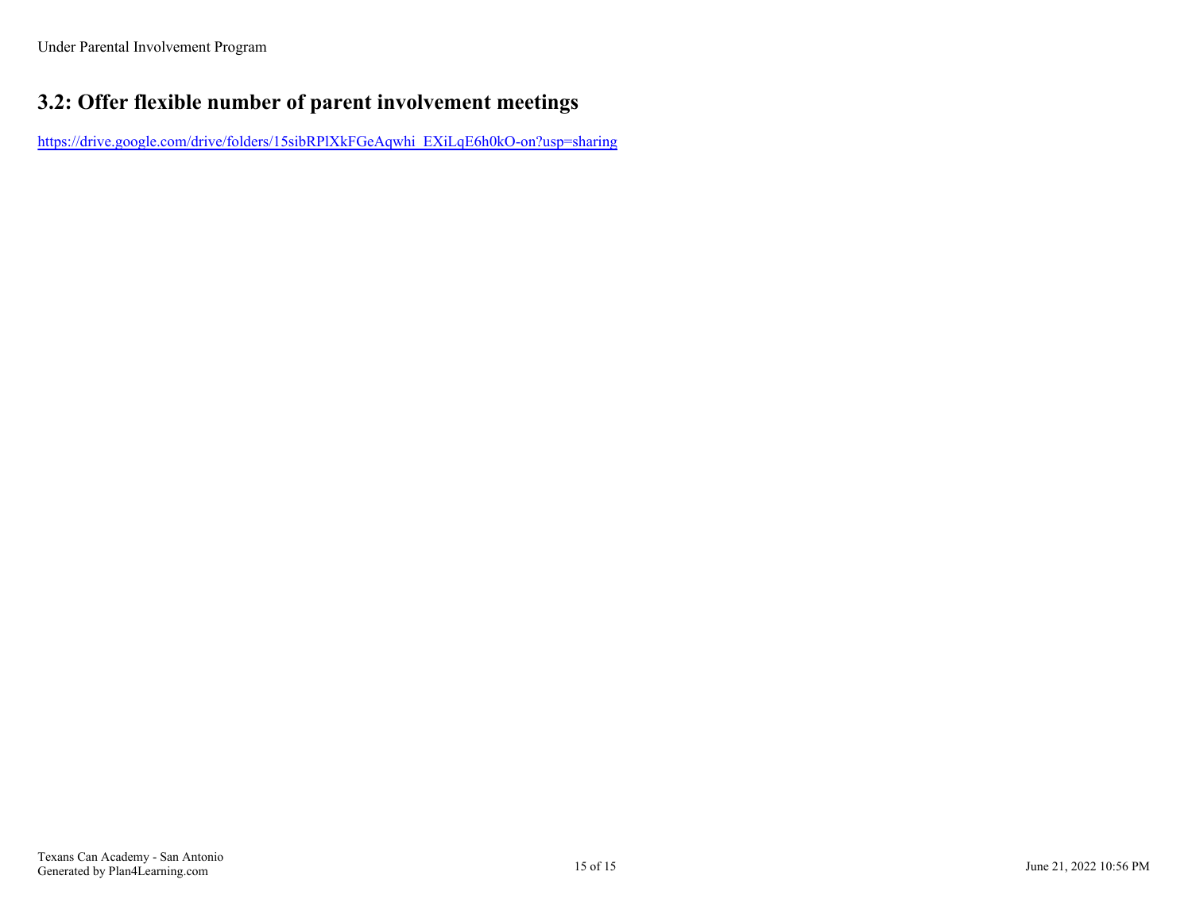Under Parental Involvement Program

## 3.2: Offer flexible number of parent involvement meetings

https://drive.google.com/drive/folders/15sibRPlXkFGeAqwhi_EXiLqE6h0kO-on?usp=sharing